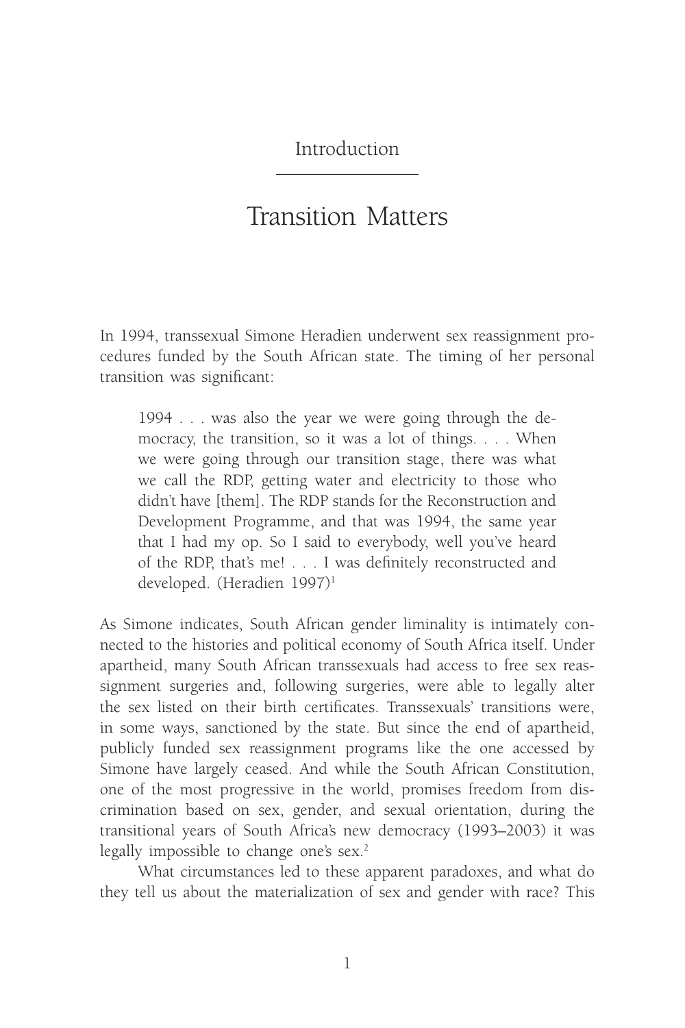# Introduction

## Transition Matters

In 1994, transsexual Simone Heradien underwent sex reassignment procedures funded by the South African state. The timing of her personal transition was significant:

> 1994 . . . was also the year we were going through the democracy, the transition, so it was a lot of things. . . . When we were going through our transition stage, there was what we call the RDP, getting water and electricity to those who didn't have [them]. The RDP stands for the Reconstruction and Development Programme, and that was 1994, the same year that I had my op. So I said to everybody, well you've heard of the RDP, that's me! . . . I was definitely reconstructed and developed. (Heradien 1997)[1]

As Simone indicates, South African gender liminality is intimately connected to the histories and political economy of South Africa itself. Under apartheid, many South African transsexuals had access to free sex reassignment surgeries and, following surgeries, were able to legally alter the sex listed on their birth certificates. Transsexuals' transitions were, in some ways, sanctioned by the state. But since the end of apartheid, publicly funded sex reassignment programs like the one accessed by Simone have largely ceased. And while the South African Constitution, one of the most progressive in the world, promises freedom from discrimination based on sex, gender, and sexual orientation, during the transitional years of South Africa's new democracy (1993–2003) it was legally impossible to change one's sex.[2]

What circumstances led to these apparent paradoxes, and what do they tell us about the materialization of sex and gender with race? This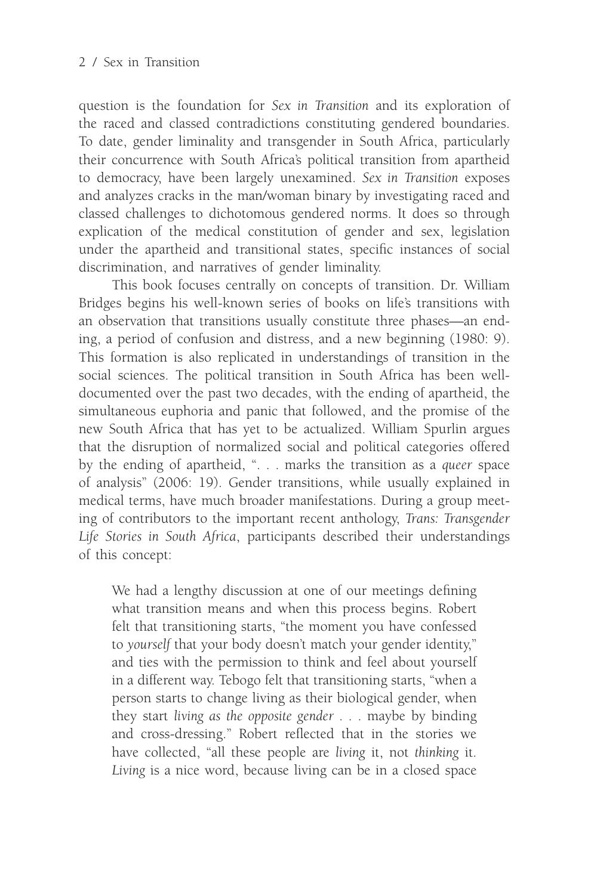question is the foundation for *Sex in Transition* and its exploration of the raced and classed contradictions constituting gendered boundaries. To date, gender liminality and transgender in South Africa, particularly their concurrence with South Africa's political transition from apartheid to democracy, have been largely unexamined. *Sex in Transition* exposes and analyzes cracks in the man/woman binary by investigating raced and classed challenges to dichotomous gendered norms. It does so through explication of the medical constitution of gender and sex, legislation under the apartheid and transitional states, specific instances of social discrimination, and narratives of gender liminality.

This book focuses centrally on concepts of transition. Dr. William Bridges begins his well-known series of books on life's transitions with an observation that transitions usually constitute three phases—an ending, a period of confusion and distress, and a new beginning (1980: 9). This formation is also replicated in understandings of transition in the social sciences. The political transition in South Africa has been well-documented over the past two decades, with the ending of apartheid, the simultaneous euphoria and panic that followed, and the promise of the new South Africa that has yet to be actualized. William Spurlin argues that the disruption of normalized social and political categories offered by the ending of apartheid, ". . . marks the transition as a *queer* space of analysis" (2006: 19). Gender transitions, while usually explained in medical terms, have much broader manifestations. During a group meeting of contributors to the important recent anthology, *Trans: Transgender Life Stories in South Africa*, participants described their understandings of this concept:

> We had a lengthy discussion at one of our meetings defining what transition means and when this process begins. Robert felt that transitioning starts, "the moment you have confessed to *yourself* that your body doesn't match your gender identity," and ties with the permission to think and feel about yourself in a different way. Tebogo felt that transitioning starts, "when a person starts to change living as their biological gender, when they start *living as the opposite gender* . . . maybe by binding and cross-dressing." Robert reflected that in the stories we have collected, "all these people are *living* it, not *thinking* it. *Living* is a nice word, because living can be in a closed space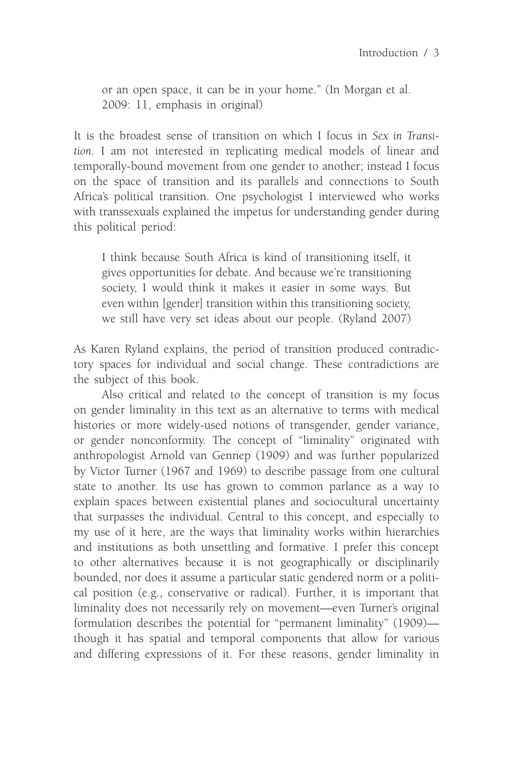or an open space, it can be in your home." (In Morgan et al. 2009: 11, emphasis in original)

It is the broadest sense of transition on which I focus in *Sex in Transition*. I am not interested in replicating medical models of linear and temporally-bound movement from one gender to another; instead I focus on the space of transition and its parallels and connections to South Africa's political transition. One psychologist I interviewed who works with transsexuals explained the impetus for understanding gender during this political period:

> I think because South Africa is kind of transitioning itself, it gives opportunities for debate. And because we're transitioning society, I would think it makes it easier in some ways. But even within [gender] transition within this transitioning society, we still have very set ideas about our people. (Ryland 2007)

As Karen Ryland explains, the period of transition produced contradictory spaces for individual and social change. These contradictions are the subject of this book.

Also critical and related to the concept of transition is my focus on gender liminality in this text as an alternative to terms with medical histories or more widely-used notions of transgender, gender variance, or gender nonconformity. The concept of "liminality" originated with anthropologist Arnold van Gennep (1909) and was further popularized by Victor Turner (1967 and 1969) to describe passage from one cultural state to another. Its use has grown to common parlance as a way to explain spaces between existential planes and sociocultural uncertainty that surpasses the individual. Central to this concept, and especially to my use of it here, are the ways that liminality works within hierarchies and institutions as both unsettling and formative. I prefer this concept to other alternatives because it is not geographically or disciplinarily bounded, nor does it assume a particular static gendered norm or a political position (e.g., conservative or radical). Further, it is important that liminality does not necessarily rely on movement—even Turner's original formulation describes the potential for "permanent liminality" (1909)—though it has spatial and temporal components that allow for various and differing expressions of it. For these reasons, gender liminality in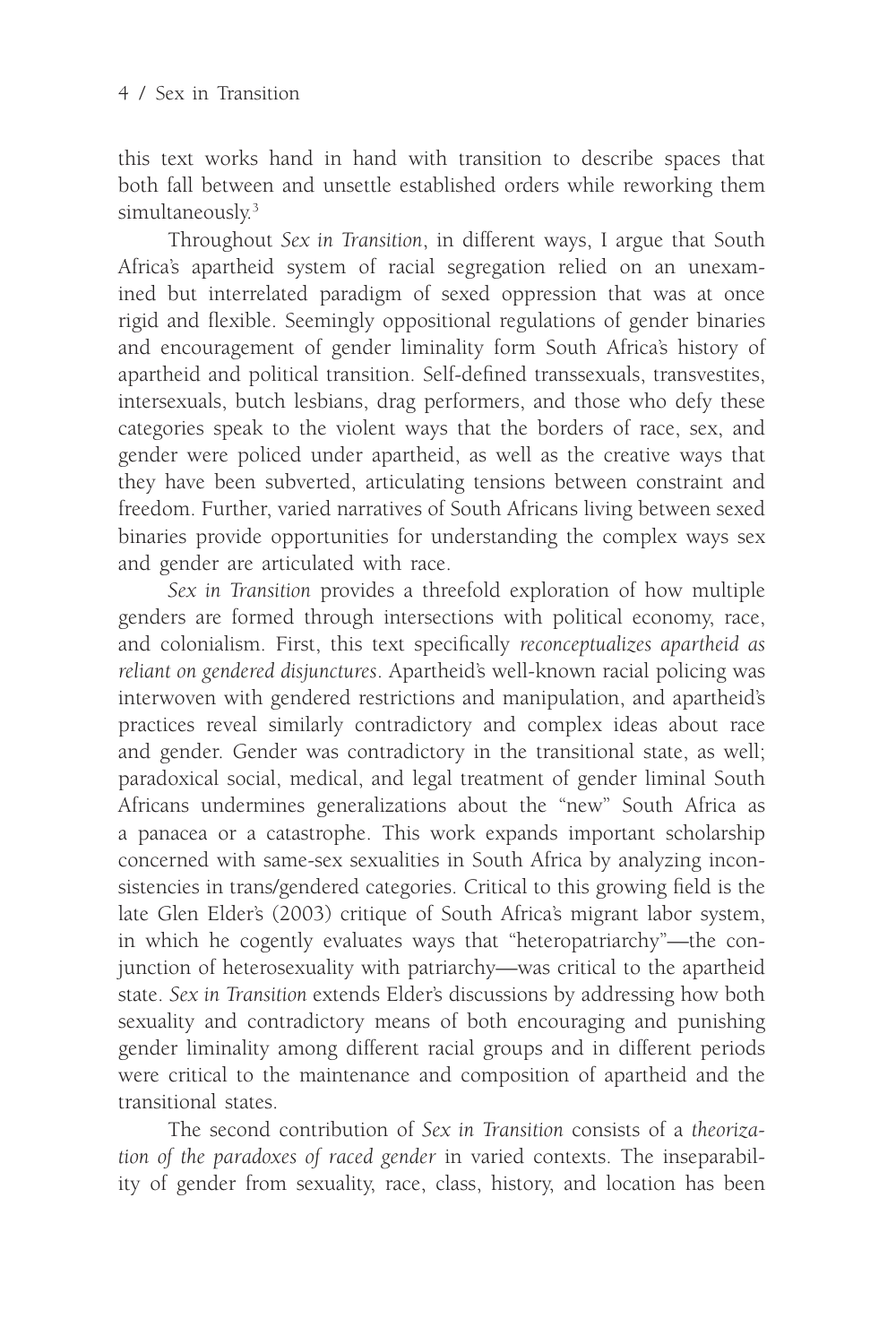this text works hand in hand with transition to describe spaces that both fall between and unsettle established orders while reworking them simultaneously.[3]

Throughout *Sex in Transition*, in different ways, I argue that South Africa's apartheid system of racial segregation relied on an unexamined but interrelated paradigm of sexed oppression that was at once rigid and flexible. Seemingly oppositional regulations of gender binaries and encouragement of gender liminality form South Africa's history of apartheid and political transition. Self-defined transsexuals, transvestites, intersexuals, butch lesbians, drag performers, and those who defy these categories speak to the violent ways that the borders of race, sex, and gender were policed under apartheid, as well as the creative ways that they have been subverted, articulating tensions between constraint and freedom. Further, varied narratives of South Africans living between sexed binaries provide opportunities for understanding the complex ways sex and gender are articulated with race.

*Sex in Transition* provides a threefold exploration of how multiple genders are formed through intersections with political economy, race, and colonialism. First, this text specifically *reconceptualizes apartheid as reliant on gendered disjunctures*. Apartheid's well-known racial policing was interwoven with gendered restrictions and manipulation, and apartheid's practices reveal similarly contradictory and complex ideas about race and gender. Gender was contradictory in the transitional state, as well; paradoxical social, medical, and legal treatment of gender liminal South Africans undermines generalizations about the "new" South Africa as a panacea or a catastrophe. This work expands important scholarship concerned with same-sex sexualities in South Africa by analyzing inconsistencies in trans/gendered categories. Critical to this growing field is the late Glen Elder's (2003) critique of South Africa's migrant labor system, in which he cogently evaluates ways that "heteropatriarchy"—the conjunction of heterosexuality with patriarchy—was critical to the apartheid state. *Sex in Transition* extends Elder's discussions by addressing how both sexuality and contradictory means of both encouraging and punishing gender liminality among different racial groups and in different periods were critical to the maintenance and composition of apartheid and the transitional states.

The second contribution of *Sex in Transition* consists of a *theorization of the paradoxes of raced gender* in varied contexts. The inseparability of gender from sexuality, race, class, history, and location has been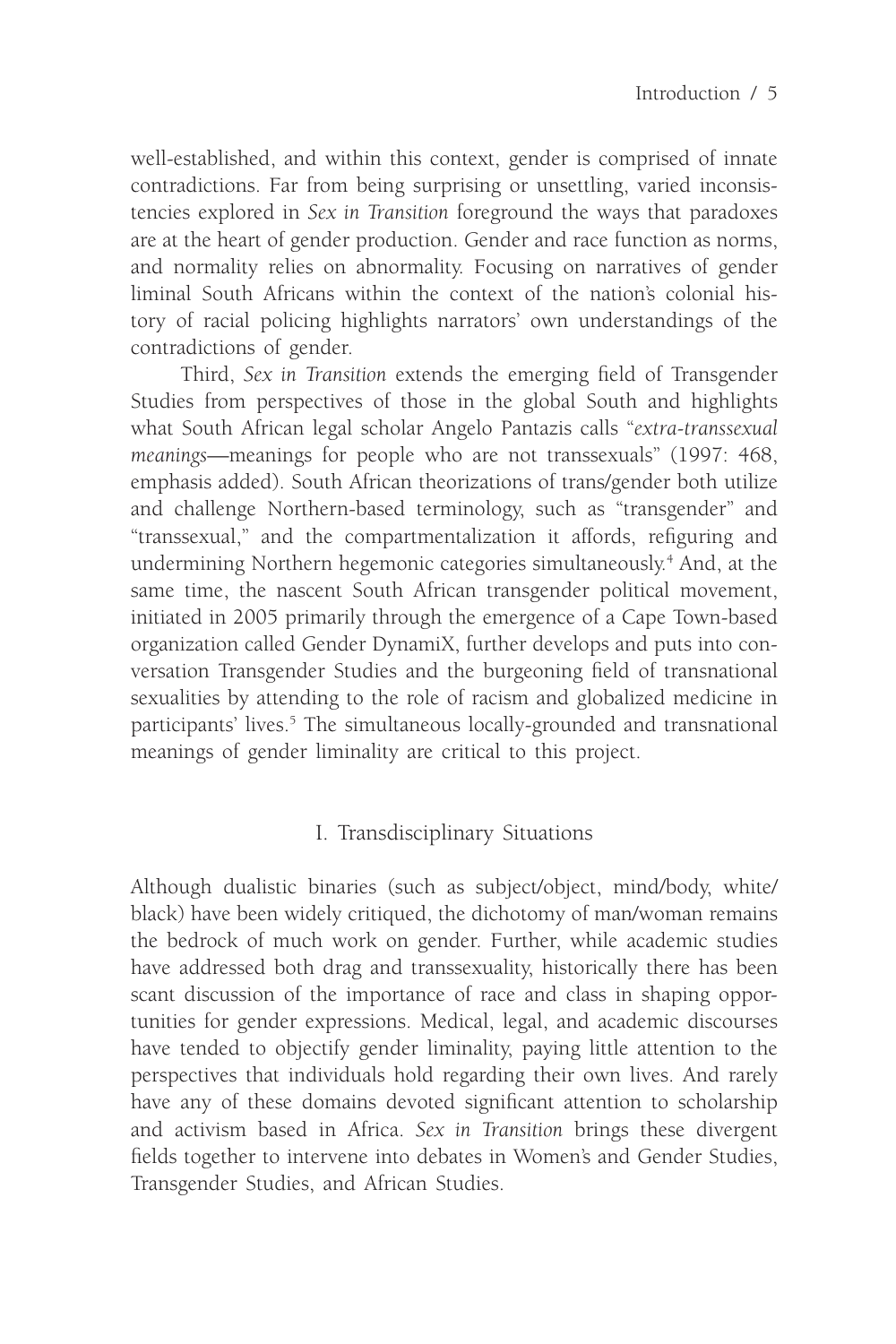well-established, and within this context, gender is comprised of innate contradictions. Far from being surprising or unsettling, varied inconsistencies explored in *Sex in Transition* foreground the ways that paradoxes are at the heart of gender production. Gender and race function as norms, and normality relies on abnormality. Focusing on narratives of gender liminal South Africans within the context of the nation's colonial history of racial policing highlights narrators' own understandings of the contradictions of gender.

Third, *Sex in Transition* extends the emerging field of Transgender Studies from perspectives of those in the global South and highlights what South African legal scholar Angelo Pantazis calls "*extra-transsexual meanings*—meanings for people who are not transsexuals" (1997: 468, emphasis added). South African theorizations of trans/gender both utilize and challenge Northern-based terminology, such as "transgender" and "transsexual," and the compartmentalization it affords, refiguring and undermining Northern hegemonic categories simultaneously.[4] And, at the same time, the nascent South African transgender political movement, initiated in 2005 primarily through the emergence of a Cape Town-based organization called Gender DynamiX, further develops and puts into conversation Transgender Studies and the burgeoning field of transnational sexualities by attending to the role of racism and globalized medicine in participants' lives.[5] The simultaneous locally-grounded and transnational meanings of gender liminality are critical to this project.

## I. Transdisciplinary Situations

Although dualistic binaries (such as subject/object, mind/body, white/black) have been widely critiqued, the dichotomy of man/woman remains the bedrock of much work on gender. Further, while academic studies have addressed both drag and transsexuality, historically there has been scant discussion of the importance of race and class in shaping opportunities for gender expressions. Medical, legal, and academic discourses have tended to objectify gender liminality, paying little attention to the perspectives that individuals hold regarding their own lives. And rarely have any of these domains devoted significant attention to scholarship and activism based in Africa. *Sex in Transition* brings these divergent fields together to intervene into debates in Women's and Gender Studies, Transgender Studies, and African Studies.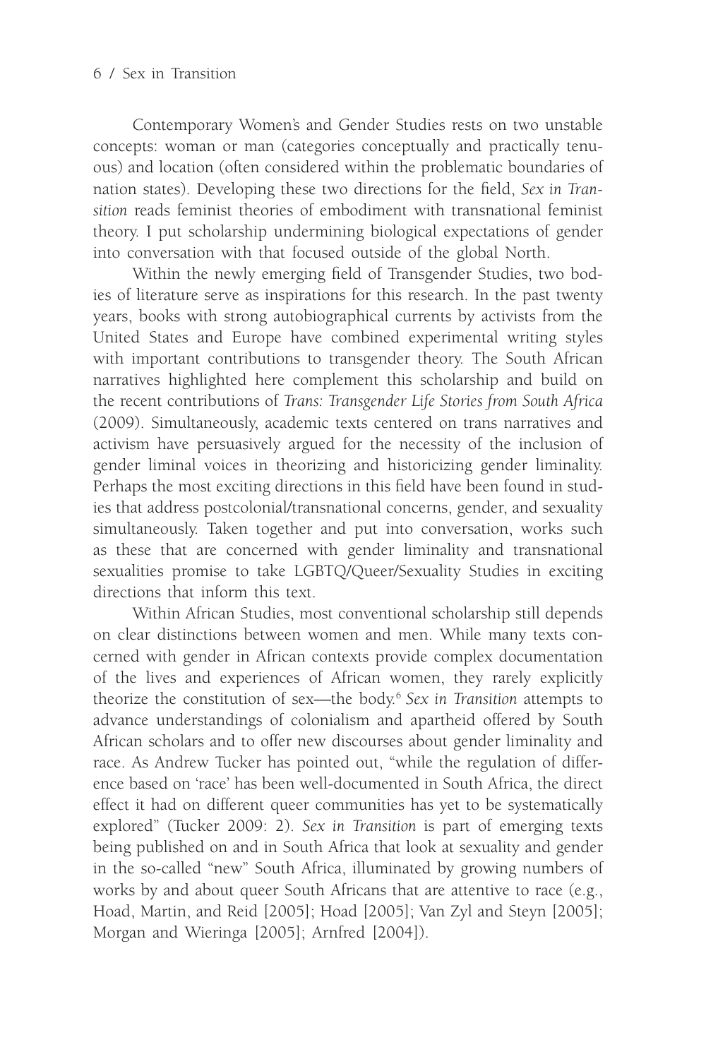Contemporary Women's and Gender Studies rests on two unstable concepts: woman or man (categories conceptually and practically tenuous) and location (often considered within the problematic boundaries of nation states). Developing these two directions for the field, *Sex in Transition* reads feminist theories of embodiment with transnational feminist theory. I put scholarship undermining biological expectations of gender into conversation with that focused outside of the global North.

Within the newly emerging field of Transgender Studies, two bodies of literature serve as inspirations for this research. In the past twenty years, books with strong autobiographical currents by activists from the United States and Europe have combined experimental writing styles with important contributions to transgender theory. The South African narratives highlighted here complement this scholarship and build on the recent contributions of *Trans: Transgender Life Stories from South Africa* (2009). Simultaneously, academic texts centered on trans narratives and activism have persuasively argued for the necessity of the inclusion of gender liminal voices in theorizing and historicizing gender liminality. Perhaps the most exciting directions in this field have been found in studies that address postcolonial/transnational concerns, gender, and sexuality simultaneously. Taken together and put into conversation, works such as these that are concerned with gender liminality and transnational sexualities promise to take LGBTQ/Queer/Sexuality Studies in exciting directions that inform this text.

Within African Studies, most conventional scholarship still depends on clear distinctions between women and men. While many texts concerned with gender in African contexts provide complex documentation of the lives and experiences of African women, they rarely explicitly theorize the constitution of sex—the body.[6] *Sex in Transition* attempts to advance understandings of colonialism and apartheid offered by South African scholars and to offer new discourses about gender liminality and race. As Andrew Tucker has pointed out, "while the regulation of difference based on 'race' has been well-documented in South Africa, the direct effect it had on different queer communities has yet to be systematically explored" (Tucker 2009: 2). *Sex in Transition* is part of emerging texts being published on and in South Africa that look at sexuality and gender in the so-called "new" South Africa, illuminated by growing numbers of works by and about queer South Africans that are attentive to race (e.g., Hoad, Martin, and Reid [2005]; Hoad [2005]; Van Zyl and Steyn [2005]; Morgan and Wieringa [2005]; Arnfred [2004]).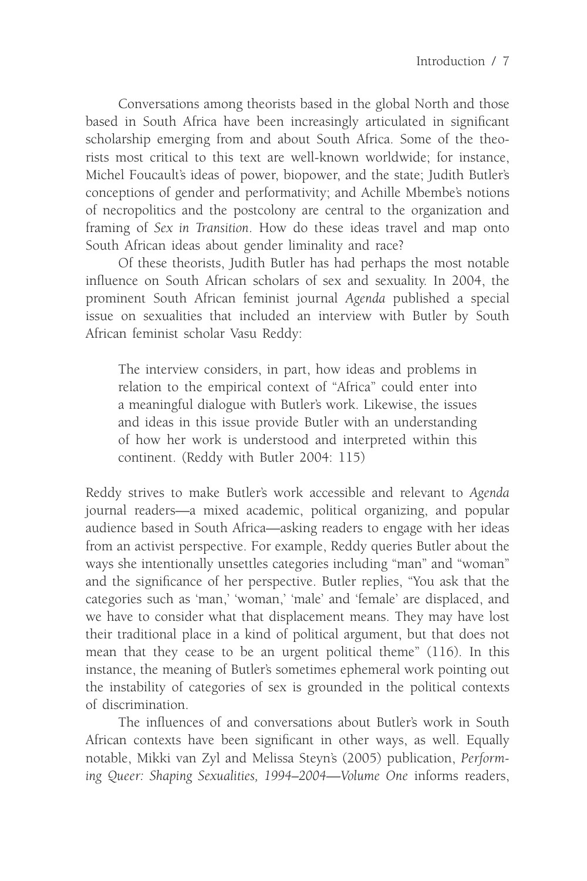Conversations among theorists based in the global North and those based in South Africa have been increasingly articulated in significant scholarship emerging from and about South Africa. Some of the theorists most critical to this text are well-known worldwide; for instance, Michel Foucault's ideas of power, biopower, and the state; Judith Butler's conceptions of gender and performativity; and Achille Mbembe's notions of necropolitics and the postcolony are central to the organization and framing of *Sex in Transition*. How do these ideas travel and map onto South African ideas about gender liminality and race?

Of these theorists, Judith Butler has had perhaps the most notable influence on South African scholars of sex and sexuality. In 2004, the prominent South African feminist journal *Agenda* published a special issue on sexualities that included an interview with Butler by South African feminist scholar Vasu Reddy:

> The interview considers, in part, how ideas and problems in relation to the empirical context of "Africa" could enter into a meaningful dialogue with Butler's work. Likewise, the issues and ideas in this issue provide Butler with an understanding of how her work is understood and interpreted within this continent. (Reddy with Butler 2004: 115)

Reddy strives to make Butler's work accessible and relevant to *Agenda* journal readers—a mixed academic, political organizing, and popular audience based in South Africa—asking readers to engage with her ideas from an activist perspective. For example, Reddy queries Butler about the ways she intentionally unsettles categories including "man" and "woman" and the significance of her perspective. Butler replies, "You ask that the categories such as 'man,' 'woman,' 'male' and 'female' are displaced, and we have to consider what that displacement means. They may have lost their traditional place in a kind of political argument, but that does not mean that they cease to be an urgent political theme" (116). In this instance, the meaning of Butler's sometimes ephemeral work pointing out the instability of categories of sex is grounded in the political contexts of discrimination.

The influences of and conversations about Butler's work in South African contexts have been significant in other ways, as well. Equally notable, Mikki van Zyl and Melissa Steyn's (2005) publication, *Performing Queer: Shaping Sexualities, 1994–2004—Volume One* informs readers,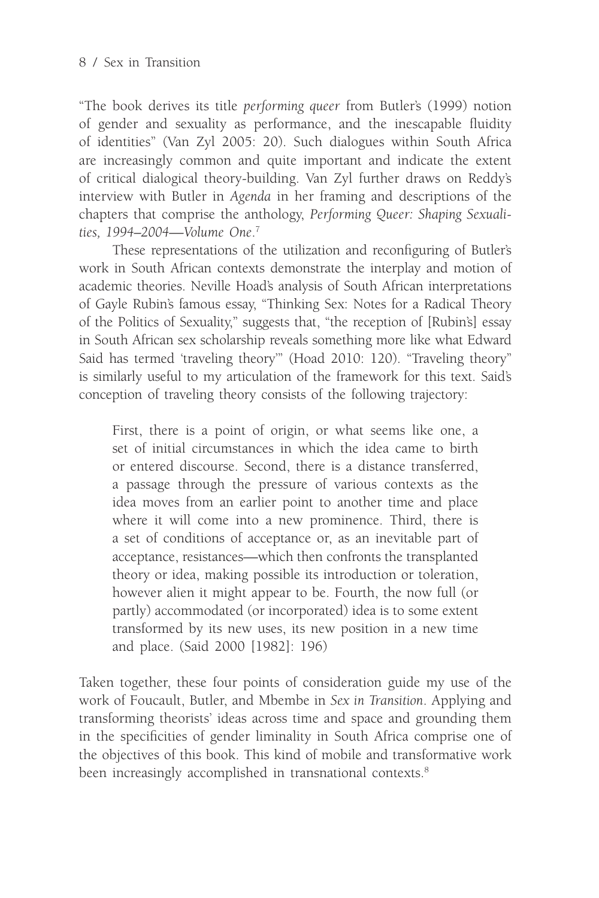"The book derives its title *performing queer* from Butler's (1999) notion of gender and sexuality as performance, and the inescapable fluidity of identities" (Van Zyl 2005: 20). Such dialogues within South Africa are increasingly common and quite important and indicate the extent of critical dialogical theory-building. Van Zyl further draws on Reddy's interview with Butler in *Agenda* in her framing and descriptions of the chapters that comprise the anthology, *Performing Queer: Shaping Sexualities, 1994–2004—Volume One*.[7]

These representations of the utilization and reconfiguring of Butler's work in South African contexts demonstrate the interplay and motion of academic theories. Neville Hoad's analysis of South African interpretations of Gayle Rubin's famous essay, "Thinking Sex: Notes for a Radical Theory of the Politics of Sexuality," suggests that, "the reception of [Rubin's] essay in South African sex scholarship reveals something more like what Edward Said has termed 'traveling theory'" (Hoad 2010: 120). "Traveling theory" is similarly useful to my articulation of the framework for this text. Said's conception of traveling theory consists of the following trajectory:

> First, there is a point of origin, or what seems like one, a set of initial circumstances in which the idea came to birth or entered discourse. Second, there is a distance transferred, a passage through the pressure of various contexts as the idea moves from an earlier point to another time and place where it will come into a new prominence. Third, there is a set of conditions of acceptance or, as an inevitable part of acceptance, resistances—which then confronts the transplanted theory or idea, making possible its introduction or toleration, however alien it might appear to be. Fourth, the now full (or partly) accommodated (or incorporated) idea is to some extent transformed by its new uses, its new position in a new time and place. (Said 2000 [1982]: 196)

Taken together, these four points of consideration guide my use of the work of Foucault, Butler, and Mbembe in *Sex in Transition*. Applying and transforming theorists' ideas across time and space and grounding them in the specificities of gender liminality in South Africa comprise one of the objectives of this book. This kind of mobile and transformative work been increasingly accomplished in transnational contexts.[8]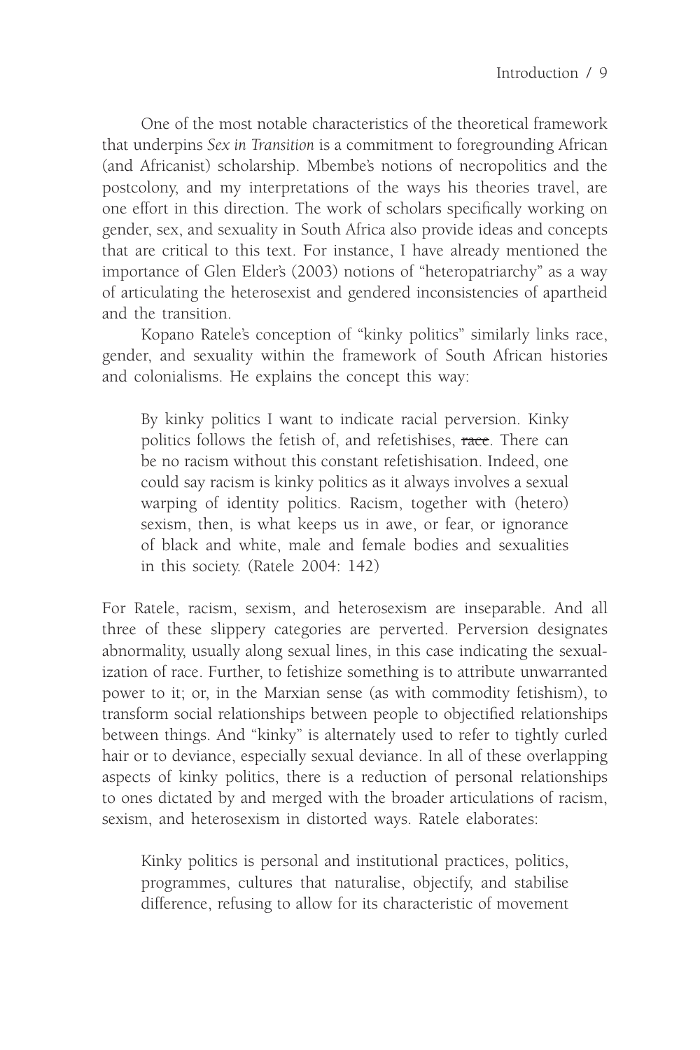One of the most notable characteristics of the theoretical framework that underpins *Sex in Transition* is a commitment to foregrounding African (and Africanist) scholarship. Mbembe's notions of necropolitics and the postcolony, and my interpretations of the ways his theories travel, are one effort in this direction. The work of scholars specifically working on gender, sex, and sexuality in South Africa also provide ideas and concepts that are critical to this text. For instance, I have already mentioned the importance of Glen Elder's (2003) notions of "heteropatriarchy" as a way of articulating the heterosexist and gendered inconsistencies of apartheid and the transition.

Kopano Ratele's conception of "kinky politics" similarly links race, gender, and sexuality within the framework of South African histories and colonialisms. He explains the concept this way:

> By kinky politics I want to indicate racial perversion. Kinky politics follows the fetish of, and refetishises, ~~race~~. There can be no racism without this constant refetishisation. Indeed, one could say racism is kinky politics as it always involves a sexual warping of identity politics. Racism, together with (hetero) sexism, then, is what keeps us in awe, or fear, or ignorance of black and white, male and female bodies and sexualities in this society. (Ratele 2004: 142)

For Ratele, racism, sexism, and heterosexism are inseparable. And all three of these slippery categories are perverted. Perversion designates abnormality, usually along sexual lines, in this case indicating the sexualization of race. Further, to fetishize something is to attribute unwarranted power to it; or, in the Marxian sense (as with commodity fetishism), to transform social relationships between people to objectified relationships between things. And "kinky" is alternately used to refer to tightly curled hair or to deviance, especially sexual deviance. In all of these overlapping aspects of kinky politics, there is a reduction of personal relationships to ones dictated by and merged with the broader articulations of racism, sexism, and heterosexism in distorted ways. Ratele elaborates:

> Kinky politics is personal and institutional practices, politics, programmes, cultures that naturalise, objectify, and stabilise difference, refusing to allow for its characteristic of movement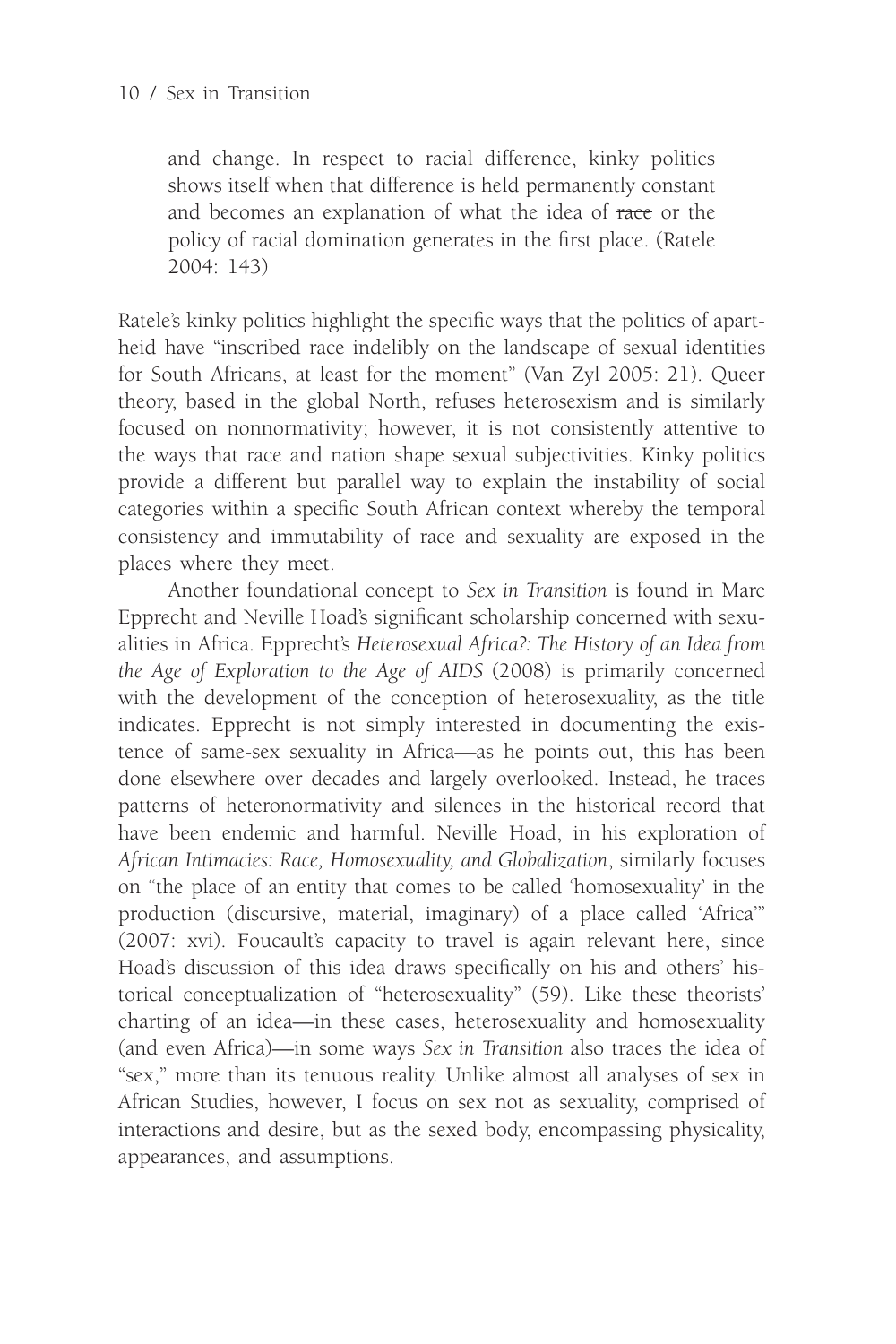and change. In respect to racial difference, kinky politics shows itself when that difference is held permanently constant and becomes an explanation of what the idea of ~~race~~ or the policy of racial domination generates in the first place. (Ratele 2004: 143)

Ratele's kinky politics highlight the specific ways that the politics of apartheid have "inscribed race indelibly on the landscape of sexual identities for South Africans, at least for the moment" (Van Zyl 2005: 21). Queer theory, based in the global North, refuses heterosexism and is similarly focused on nonnormativity; however, it is not consistently attentive to the ways that race and nation shape sexual subjectivities. Kinky politics provide a different but parallel way to explain the instability of social categories within a specific South African context whereby the temporal consistency and immutability of race and sexuality are exposed in the places where they meet.

Another foundational concept to *Sex in Transition* is found in Marc Epprecht and Neville Hoad's significant scholarship concerned with sexualities in Africa. Epprecht's *Heterosexual Africa?: The History of an Idea from the Age of Exploration to the Age of AIDS* (2008) is primarily concerned with the development of the conception of heterosexuality, as the title indicates. Epprecht is not simply interested in documenting the existence of same-sex sexuality in Africa—as he points out, this has been done elsewhere over decades and largely overlooked. Instead, he traces patterns of heteronormativity and silences in the historical record that have been endemic and harmful. Neville Hoad, in his exploration of *African Intimacies: Race, Homosexuality, and Globalization*, similarly focuses on "the place of an entity that comes to be called 'homosexuality' in the production (discursive, material, imaginary) of a place called 'Africa'" (2007: xvi). Foucault's capacity to travel is again relevant here, since Hoad's discussion of this idea draws specifically on his and others' historical conceptualization of "heterosexuality" (59). Like these theorists' charting of an idea—in these cases, heterosexuality and homosexuality (and even Africa)—in some ways *Sex in Transition* also traces the idea of "sex," more than its tenuous reality. Unlike almost all analyses of sex in African Studies, however, I focus on sex not as sexuality, comprised of interactions and desire, but as the sexed body, encompassing physicality, appearances, and assumptions.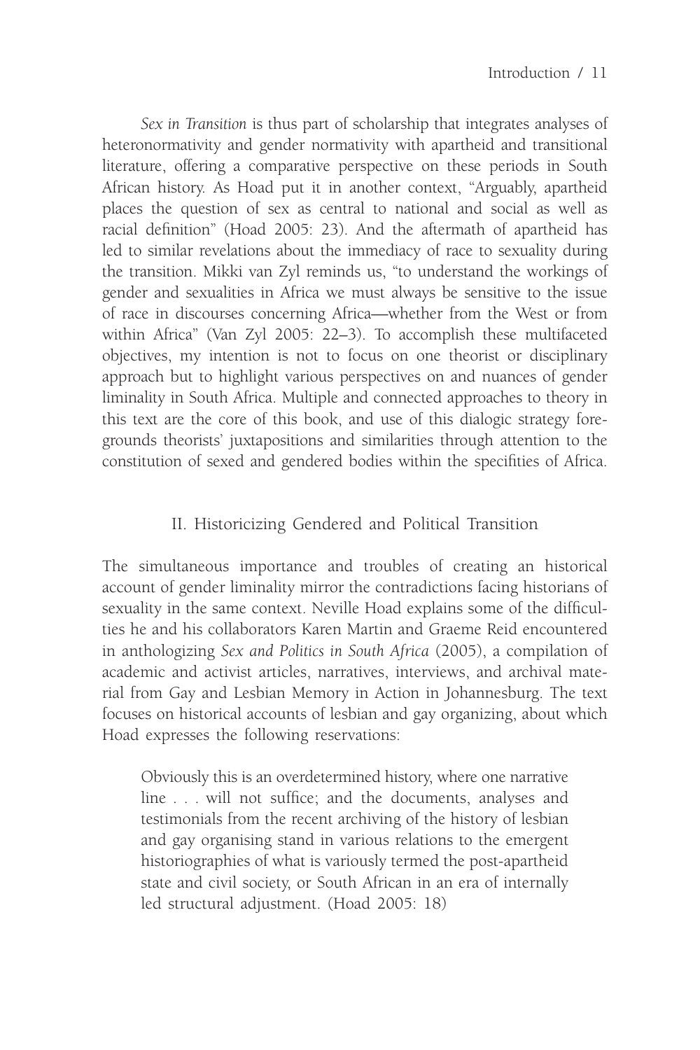*Sex in Transition* is thus part of scholarship that integrates analyses of heteronormativity and gender normativity with apartheid and transitional literature, offering a comparative perspective on these periods in South African history. As Hoad put it in another context, "Arguably, apartheid places the question of sex as central to national and social as well as racial definition" (Hoad 2005: 23). And the aftermath of apartheid has led to similar revelations about the immediacy of race to sexuality during the transition. Mikki van Zyl reminds us, "to understand the workings of gender and sexualities in Africa we must always be sensitive to the issue of race in discourses concerning Africa—whether from the West or from within Africa" (Van Zyl 2005: 22–3). To accomplish these multifaceted objectives, my intention is not to focus on one theorist or disciplinary approach but to highlight various perspectives on and nuances of gender liminality in South Africa. Multiple and connected approaches to theory in this text are the core of this book, and use of this dialogic strategy foregrounds theorists' juxtapositions and similarities through attention to the constitution of sexed and gendered bodies within the specifities of Africa.

## II. Historicizing Gendered and Political Transition

The simultaneous importance and troubles of creating an historical account of gender liminality mirror the contradictions facing historians of sexuality in the same context. Neville Hoad explains some of the difficulties he and his collaborators Karen Martin and Graeme Reid encountered in anthologizing *Sex and Politics in South Africa* (2005), a compilation of academic and activist articles, narratives, interviews, and archival material from Gay and Lesbian Memory in Action in Johannesburg. The text focuses on historical accounts of lesbian and gay organizing, about which Hoad expresses the following reservations:

> Obviously this is an overdetermined history, where one narrative line . . . will not suffice; and the documents, analyses and testimonials from the recent archiving of the history of lesbian and gay organising stand in various relations to the emergent historiographies of what is variously termed the post-apartheid state and civil society, or South African in an era of internally led structural adjustment. (Hoad 2005: 18)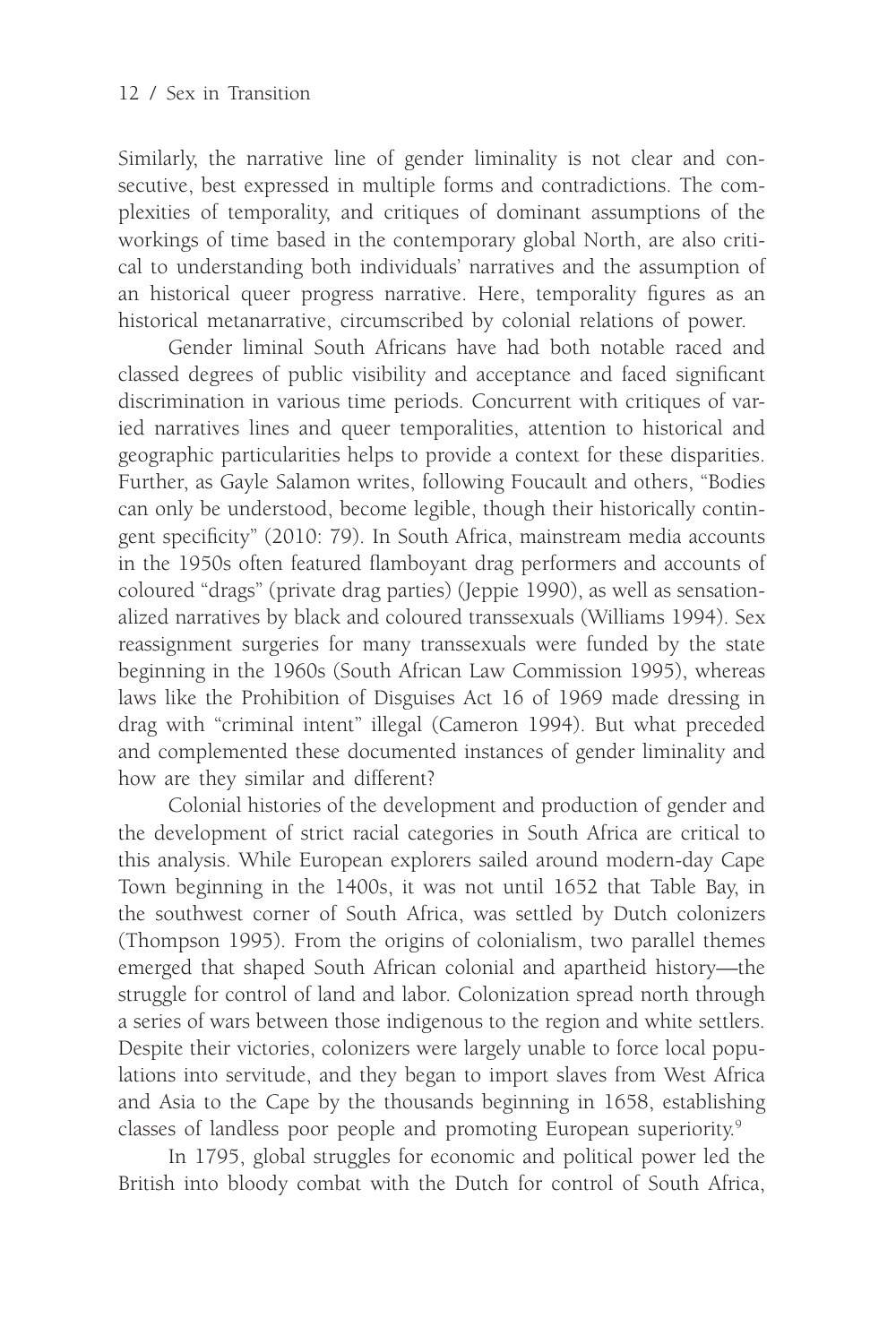Similarly, the narrative line of gender liminality is not clear and consecutive, best expressed in multiple forms and contradictions. The complexities of temporality, and critiques of dominant assumptions of the workings of time based in the contemporary global North, are also critical to understanding both individuals' narratives and the assumption of an historical queer progress narrative. Here, temporality figures as an historical metanarrative, circumscribed by colonial relations of power.

Gender liminal South Africans have had both notable raced and classed degrees of public visibility and acceptance and faced significant discrimination in various time periods. Concurrent with critiques of varied narratives lines and queer temporalities, attention to historical and geographic particularities helps to provide a context for these disparities. Further, as Gayle Salamon writes, following Foucault and others, "Bodies can only be understood, become legible, though their historically contingent specificity" (2010: 79). In South Africa, mainstream media accounts in the 1950s often featured flamboyant drag performers and accounts of coloured "drags" (private drag parties) (Jeppie 1990), as well as sensationalized narratives by black and coloured transsexuals (Williams 1994). Sex reassignment surgeries for many transsexuals were funded by the state beginning in the 1960s (South African Law Commission 1995), whereas laws like the Prohibition of Disguises Act 16 of 1969 made dressing in drag with "criminal intent" illegal (Cameron 1994). But what preceded and complemented these documented instances of gender liminality and how are they similar and different?

Colonial histories of the development and production of gender and the development of strict racial categories in South Africa are critical to this analysis. While European explorers sailed around modern-day Cape Town beginning in the 1400s, it was not until 1652 that Table Bay, in the southwest corner of South Africa, was settled by Dutch colonizers (Thompson 1995). From the origins of colonialism, two parallel themes emerged that shaped South African colonial and apartheid history—the struggle for control of land and labor. Colonization spread north through a series of wars between those indigenous to the region and white settlers. Despite their victories, colonizers were largely unable to force local populations into servitude, and they began to import slaves from West Africa and Asia to the Cape by the thousands beginning in 1658, establishing classes of landless poor people and promoting European superiority.[9]

In 1795, global struggles for economic and political power led the British into bloody combat with the Dutch for control of South Africa,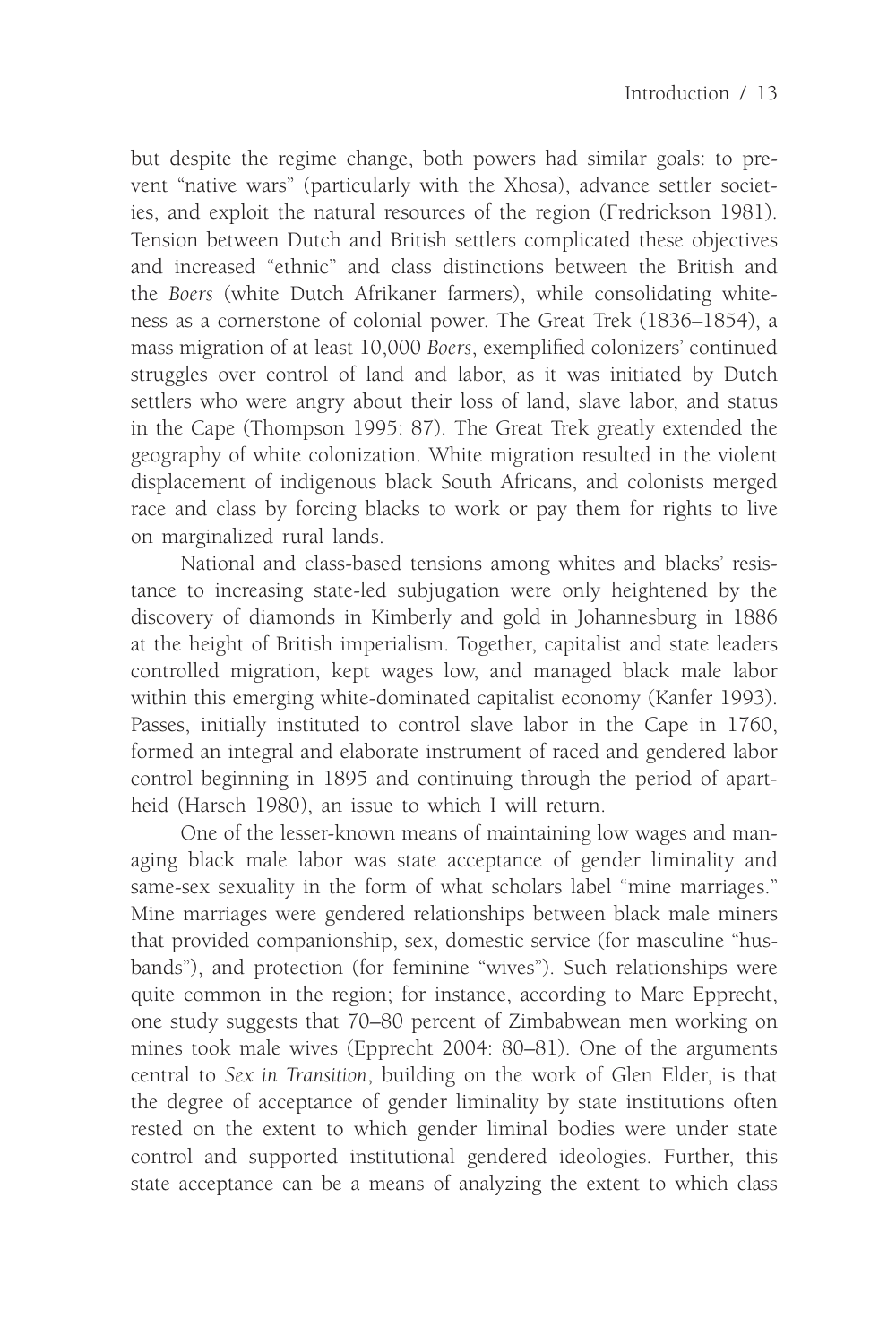but despite the regime change, both powers had similar goals: to prevent "native wars" (particularly with the Xhosa), advance settler societies, and exploit the natural resources of the region (Fredrickson 1981). Tension between Dutch and British settlers complicated these objectives and increased "ethnic" and class distinctions between the British and the *Boers* (white Dutch Afrikaner farmers), while consolidating whiteness as a cornerstone of colonial power. The Great Trek (1836–1854), a mass migration of at least 10,000 *Boers*, exemplified colonizers' continued struggles over control of land and labor, as it was initiated by Dutch settlers who were angry about their loss of land, slave labor, and status in the Cape (Thompson 1995: 87). The Great Trek greatly extended the geography of white colonization. White migration resulted in the violent displacement of indigenous black South Africans, and colonists merged race and class by forcing blacks to work or pay them for rights to live on marginalized rural lands.

National and class-based tensions among whites and blacks' resistance to increasing state-led subjugation were only heightened by the discovery of diamonds in Kimberly and gold in Johannesburg in 1886 at the height of British imperialism. Together, capitalist and state leaders controlled migration, kept wages low, and managed black male labor within this emerging white-dominated capitalist economy (Kanfer 1993). Passes, initially instituted to control slave labor in the Cape in 1760, formed an integral and elaborate instrument of raced and gendered labor control beginning in 1895 and continuing through the period of apartheid (Harsch 1980), an issue to which I will return.

One of the lesser-known means of maintaining low wages and managing black male labor was state acceptance of gender liminality and same-sex sexuality in the form of what scholars label "mine marriages." Mine marriages were gendered relationships between black male miners that provided companionship, sex, domestic service (for masculine "husbands"), and protection (for feminine "wives"). Such relationships were quite common in the region; for instance, according to Marc Epprecht, one study suggests that 70–80 percent of Zimbabwean men working on mines took male wives (Epprecht 2004: 80–81). One of the arguments central to *Sex in Transition*, building on the work of Glen Elder, is that the degree of acceptance of gender liminality by state institutions often rested on the extent to which gender liminal bodies were under state control and supported institutional gendered ideologies. Further, this state acceptance can be a means of analyzing the extent to which class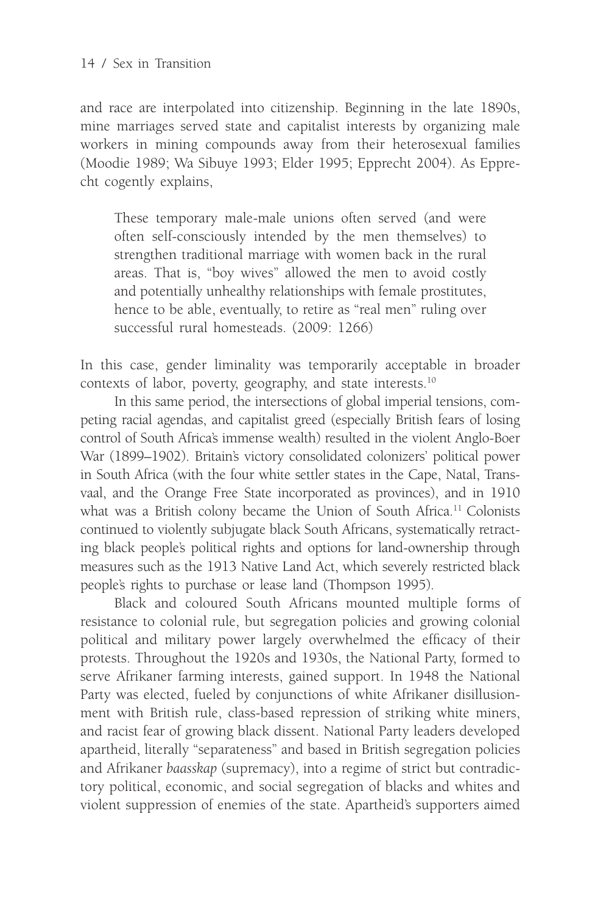and race are interpolated into citizenship. Beginning in the late 1890s, mine marriages served state and capitalist interests by organizing male workers in mining compounds away from their heterosexual families (Moodie 1989; Wa Sibuye 1993; Elder 1995; Epprecht 2004). As Epprecht cogently explains,

> These temporary male-male unions often served (and were often self-consciously intended by the men themselves) to strengthen traditional marriage with women back in the rural areas. That is, "boy wives" allowed the men to avoid costly and potentially unhealthy relationships with female prostitutes, hence to be able, eventually, to retire as "real men" ruling over successful rural homesteads. (2009: 1266)

In this case, gender liminality was temporarily acceptable in broader contexts of labor, poverty, geography, and state interests.[10]

In this same period, the intersections of global imperial tensions, competing racial agendas, and capitalist greed (especially British fears of losing control of South Africa's immense wealth) resulted in the violent Anglo-Boer War (1899–1902). Britain's victory consolidated colonizers' political power in South Africa (with the four white settler states in the Cape, Natal, Transvaal, and the Orange Free State incorporated as provinces), and in 1910 what was a British colony became the Union of South Africa.[11] Colonists continued to violently subjugate black South Africans, systematically retracting black people's political rights and options for land-ownership through measures such as the 1913 Native Land Act, which severely restricted black people's rights to purchase or lease land (Thompson 1995).

Black and coloured South Africans mounted multiple forms of resistance to colonial rule, but segregation policies and growing colonial political and military power largely overwhelmed the efficacy of their protests. Throughout the 1920s and 1930s, the National Party, formed to serve Afrikaner farming interests, gained support. In 1948 the National Party was elected, fueled by conjunctions of white Afrikaner disillusionment with British rule, class-based repression of striking white miners, and racist fear of growing black dissent. National Party leaders developed apartheid, literally "separateness" and based in British segregation policies and Afrikaner *baasskap* (supremacy), into a regime of strict but contradictory political, economic, and social segregation of blacks and whites and violent suppression of enemies of the state. Apartheid's supporters aimed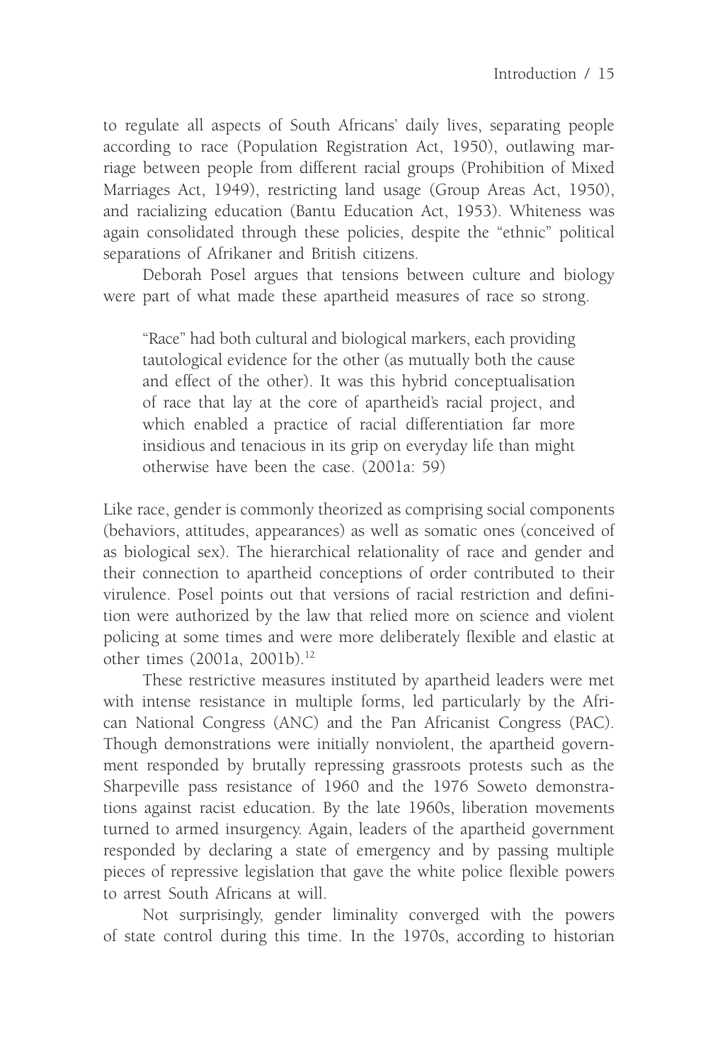to regulate all aspects of South Africans' daily lives, separating people according to race (Population Registration Act, 1950), outlawing marriage between people from different racial groups (Prohibition of Mixed Marriages Act, 1949), restricting land usage (Group Areas Act, 1950), and racializing education (Bantu Education Act, 1953). Whiteness was again consolidated through these policies, despite the "ethnic" political separations of Afrikaner and British citizens.

Deborah Posel argues that tensions between culture and biology were part of what made these apartheid measures of race so strong.

> "Race" had both cultural and biological markers, each providing tautological evidence for the other (as mutually both the cause and effect of the other). It was this hybrid conceptualisation of race that lay at the core of apartheid's racial project, and which enabled a practice of racial differentiation far more insidious and tenacious in its grip on everyday life than might otherwise have been the case. (2001a: 59)

Like race, gender is commonly theorized as comprising social components (behaviors, attitudes, appearances) as well as somatic ones (conceived of as biological sex). The hierarchical relationality of race and gender and their connection to apartheid conceptions of order contributed to their virulence. Posel points out that versions of racial restriction and definition were authorized by the law that relied more on science and violent policing at some times and were more deliberately flexible and elastic at other times (2001a, 2001b).[12]

These restrictive measures instituted by apartheid leaders were met with intense resistance in multiple forms, led particularly by the African National Congress (ANC) and the Pan Africanist Congress (PAC). Though demonstrations were initially nonviolent, the apartheid government responded by brutally repressing grassroots protests such as the Sharpeville pass resistance of 1960 and the 1976 Soweto demonstrations against racist education. By the late 1960s, liberation movements turned to armed insurgency. Again, leaders of the apartheid government responded by declaring a state of emergency and by passing multiple pieces of repressive legislation that gave the white police flexible powers to arrest South Africans at will.

Not surprisingly, gender liminality converged with the powers of state control during this time. In the 1970s, according to historian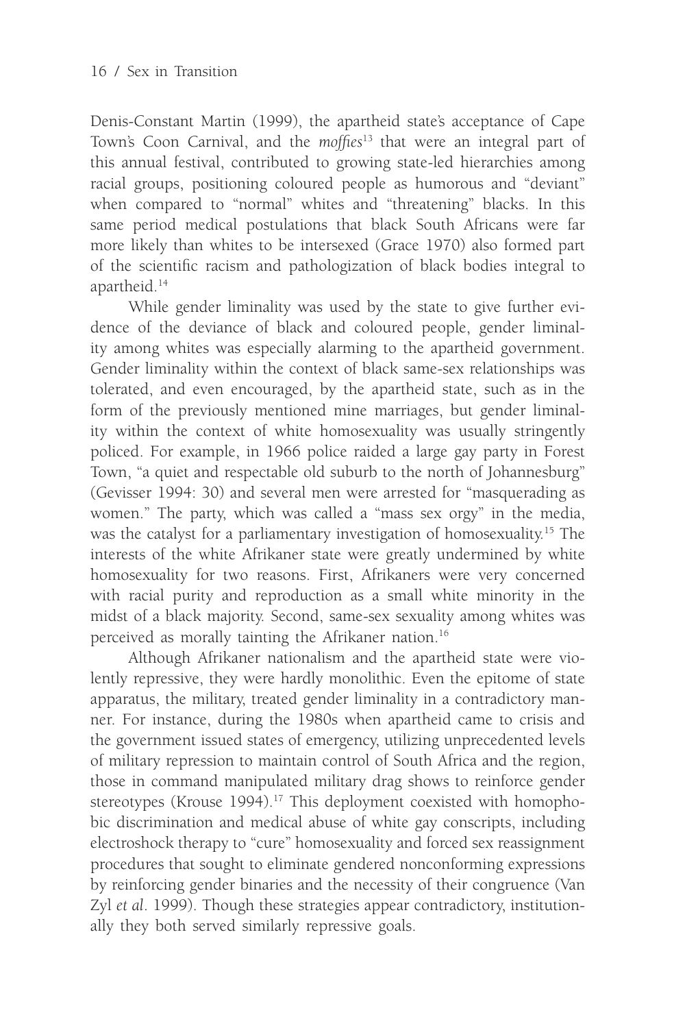Denis-Constant Martin (1999), the apartheid state's acceptance of Cape Town's Coon Carnival, and the *moffies*[13] that were an integral part of this annual festival, contributed to growing state-led hierarchies among racial groups, positioning coloured people as humorous and "deviant" when compared to "normal" whites and "threatening" blacks. In this same period medical postulations that black South Africans were far more likely than whites to be intersexed (Grace 1970) also formed part of the scientific racism and pathologization of black bodies integral to apartheid.[14]

While gender liminality was used by the state to give further evidence of the deviance of black and coloured people, gender liminality among whites was especially alarming to the apartheid government. Gender liminality within the context of black same-sex relationships was tolerated, and even encouraged, by the apartheid state, such as in the form of the previously mentioned mine marriages, but gender liminality within the context of white homosexuality was usually stringently policed. For example, in 1966 police raided a large gay party in Forest Town, "a quiet and respectable old suburb to the north of Johannesburg" (Gevisser 1994: 30) and several men were arrested for "masquerading as women." The party, which was called a "mass sex orgy" in the media, was the catalyst for a parliamentary investigation of homosexuality.[15] The interests of the white Afrikaner state were greatly undermined by white homosexuality for two reasons. First, Afrikaners were very concerned with racial purity and reproduction as a small white minority in the midst of a black majority. Second, same-sex sexuality among whites was perceived as morally tainting the Afrikaner nation.[16]

Although Afrikaner nationalism and the apartheid state were violently repressive, they were hardly monolithic. Even the epitome of state apparatus, the military, treated gender liminality in a contradictory manner. For instance, during the 1980s when apartheid came to crisis and the government issued states of emergency, utilizing unprecedented levels of military repression to maintain control of South Africa and the region, those in command manipulated military drag shows to reinforce gender stereotypes (Krouse 1994).[17] This deployment coexisted with homophobic discrimination and medical abuse of white gay conscripts, including electroshock therapy to "cure" homosexuality and forced sex reassignment procedures that sought to eliminate gendered nonconforming expressions by reinforcing gender binaries and the necessity of their congruence (Van Zyl *et al*. 1999). Though these strategies appear contradictory, institutionally they both served similarly repressive goals.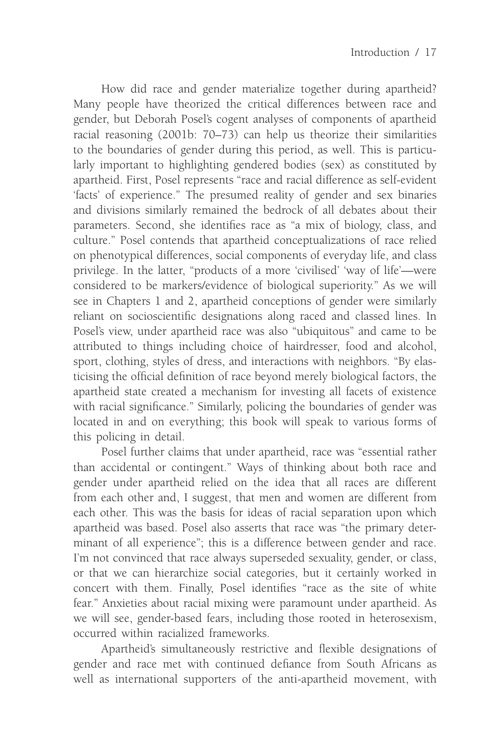How did race and gender materialize together during apartheid? Many people have theorized the critical differences between race and gender, but Deborah Posel's cogent analyses of components of apartheid racial reasoning (2001b: 70–73) can help us theorize their similarities to the boundaries of gender during this period, as well. This is particularly important to highlighting gendered bodies (sex) as constituted by apartheid. First, Posel represents "race and racial difference as self-evident 'facts' of experience." The presumed reality of gender and sex binaries and divisions similarly remained the bedrock of all debates about their parameters. Second, she identifies race as "a mix of biology, class, and culture." Posel contends that apartheid conceptualizations of race relied on phenotypical differences, social components of everyday life, and class privilege. In the latter, "products of a more 'civilised' 'way of life'—were considered to be markers/evidence of biological superiority." As we will see in Chapters 1 and 2, apartheid conceptions of gender were similarly reliant on socioscientific designations along raced and classed lines. In Posel's view, under apartheid race was also "ubiquitous" and came to be attributed to things including choice of hairdresser, food and alcohol, sport, clothing, styles of dress, and interactions with neighbors. "By elasticising the official definition of race beyond merely biological factors, the apartheid state created a mechanism for investing all facets of existence with racial significance." Similarly, policing the boundaries of gender was located in and on everything; this book will speak to various forms of this policing in detail.

Posel further claims that under apartheid, race was "essential rather than accidental or contingent." Ways of thinking about both race and gender under apartheid relied on the idea that all races are different from each other and, I suggest, that men and women are different from each other. This was the basis for ideas of racial separation upon which apartheid was based. Posel also asserts that race was "the primary determinant of all experience"; this is a difference between gender and race. I'm not convinced that race always superseded sexuality, gender, or class, or that we can hierarchize social categories, but it certainly worked in concert with them. Finally, Posel identifies "race as the site of white fear." Anxieties about racial mixing were paramount under apartheid. As we will see, gender-based fears, including those rooted in heterosexism, occurred within racialized frameworks.

Apartheid's simultaneously restrictive and flexible designations of gender and race met with continued defiance from South Africans as well as international supporters of the anti-apartheid movement, with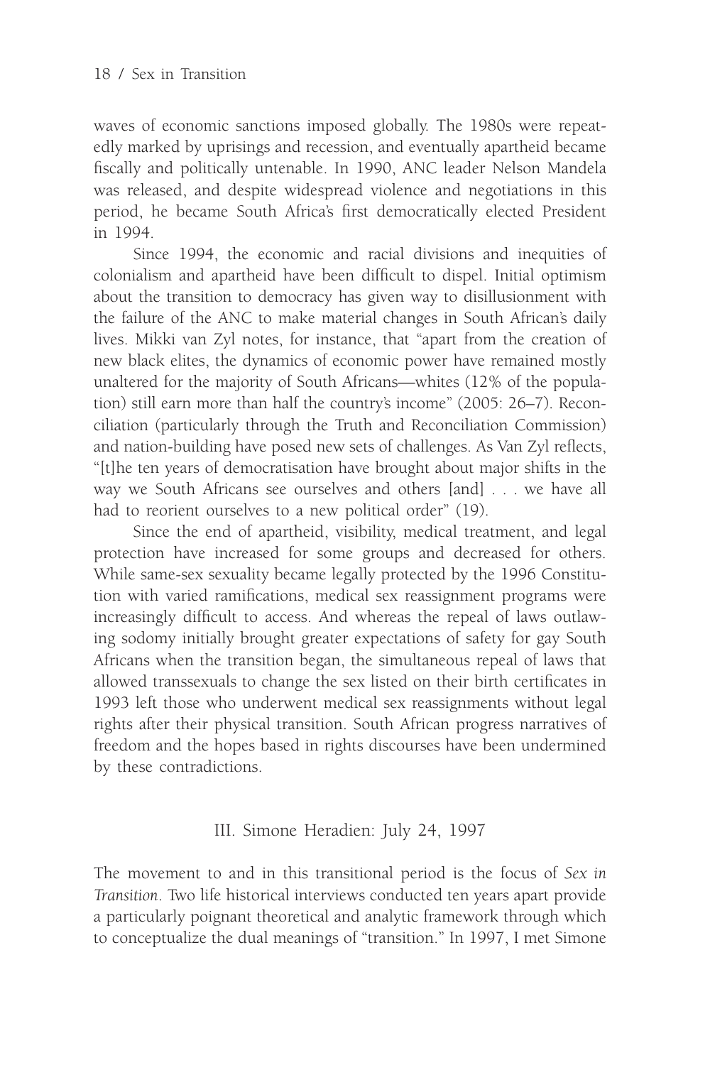waves of economic sanctions imposed globally. The 1980s were repeatedly marked by uprisings and recession, and eventually apartheid became fiscally and politically untenable. In 1990, ANC leader Nelson Mandela was released, and despite widespread violence and negotiations in this period, he became South Africa's first democratically elected President in 1994.

Since 1994, the economic and racial divisions and inequities of colonialism and apartheid have been difficult to dispel. Initial optimism about the transition to democracy has given way to disillusionment with the failure of the ANC to make material changes in South African's daily lives. Mikki van Zyl notes, for instance, that "apart from the creation of new black elites, the dynamics of economic power have remained mostly unaltered for the majority of South Africans—whites (12% of the population) still earn more than half the country's income" (2005: 26–7). Reconciliation (particularly through the Truth and Reconciliation Commission) and nation-building have posed new sets of challenges. As Van Zyl reflects, "[t]he ten years of democratisation have brought about major shifts in the way we South Africans see ourselves and others [and] . . . we have all had to reorient ourselves to a new political order" (19).

Since the end of apartheid, visibility, medical treatment, and legal protection have increased for some groups and decreased for others. While same-sex sexuality became legally protected by the 1996 Constitution with varied ramifications, medical sex reassignment programs were increasingly difficult to access. And whereas the repeal of laws outlawing sodomy initially brought greater expectations of safety for gay South Africans when the transition began, the simultaneous repeal of laws that allowed transsexuals to change the sex listed on their birth certificates in 1993 left those who underwent medical sex reassignments without legal rights after their physical transition. South African progress narratives of freedom and the hopes based in rights discourses have been undermined by these contradictions.

## III. Simone Heradien: July 24, 1997

The movement to and in this transitional period is the focus of *Sex in Transition*. Two life historical interviews conducted ten years apart provide a particularly poignant theoretical and analytic framework through which to conceptualize the dual meanings of "transition." In 1997, I met Simone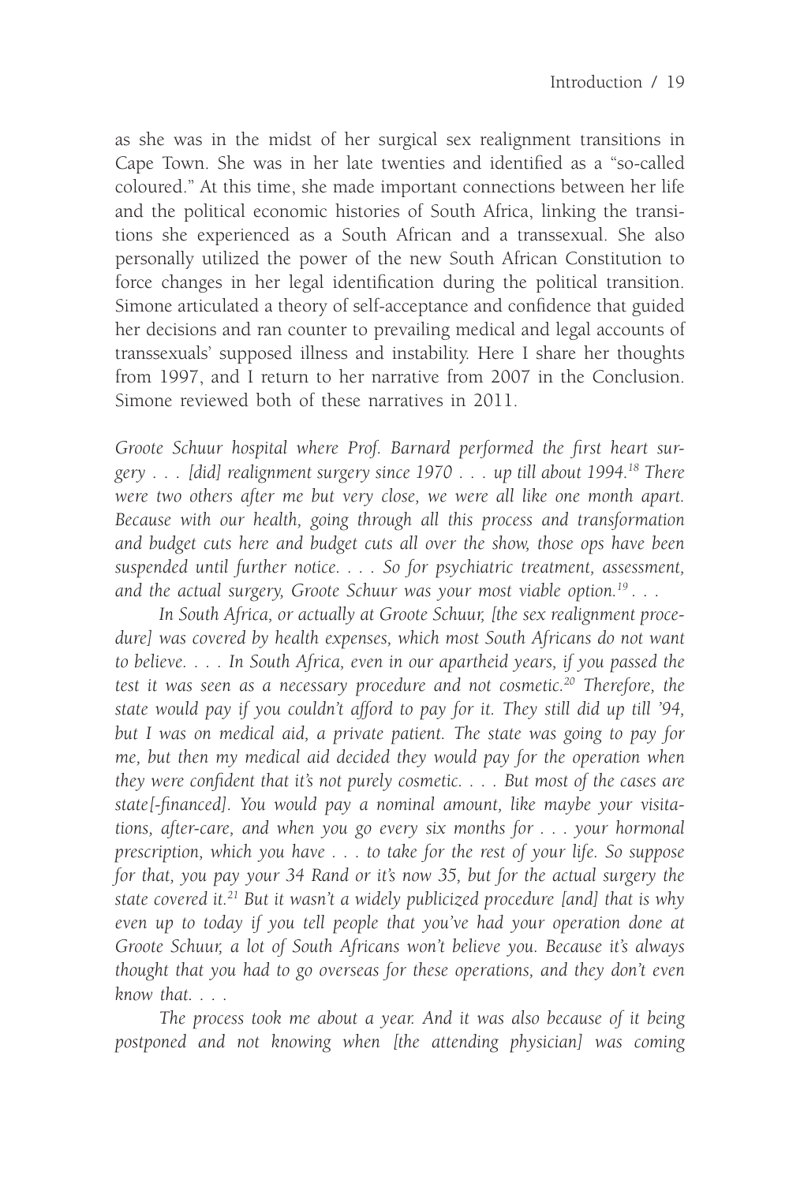as she was in the midst of her surgical sex realignment transitions in Cape Town. She was in her late twenties and identified as a "so-called coloured." At this time, she made important connections between her life and the political economic histories of South Africa, linking the transitions she experienced as a South African and a transsexual. She also personally utilized the power of the new South African Constitution to force changes in her legal identification during the political transition. Simone articulated a theory of self-acceptance and confidence that guided her decisions and ran counter to prevailing medical and legal accounts of transsexuals' supposed illness and instability. Here I share her thoughts from 1997, and I return to her narrative from 2007 in the Conclusion. Simone reviewed both of these narratives in 2011.

*Groote Schuur hospital where Prof. Barnard performed the first heart surgery . . . [did] realignment surgery since 1970 . . . up till about 1994.*[18] *There were two others after me but very close, we were all like one month apart. Because with our health, going through all this process and transformation and budget cuts here and budget cuts all over the show, those ops have been suspended until further notice. . . . So for psychiatric treatment, assessment, and the actual surgery, Groote Schuur was your most viable option.*[19] *. . .*

*In South Africa, or actually at Groote Schuur, [the sex realignment procedure] was covered by health expenses, which most South Africans do not want to believe. . . . In South Africa, even in our apartheid years, if you passed the test it was seen as a necessary procedure and not cosmetic.*[20] *Therefore, the state would pay if you couldn't afford to pay for it. They still did up till '94, but I was on medical aid, a private patient. The state was going to pay for me, but then my medical aid decided they would pay for the operation when they were confident that it's not purely cosmetic. . . . But most of the cases are state[-financed]. You would pay a nominal amount, like maybe your visitations, after-care, and when you go every six months for . . . your hormonal prescription, which you have . . . to take for the rest of your life. So suppose for that, you pay your 34 Rand or it's now 35, but for the actual surgery the state covered it.*[21] *But it wasn't a widely publicized procedure [and] that is why even up to today if you tell people that you've had your operation done at Groote Schuur, a lot of South Africans won't believe you. Because it's always thought that you had to go overseas for these operations, and they don't even know that. . . .*

*The process took me about a year. And it was also because of it being postponed and not knowing when [the attending physician] was coming*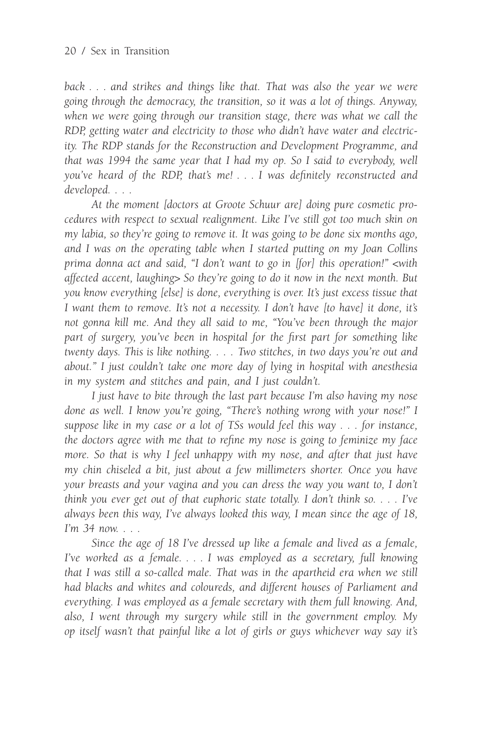*back . . . and strikes and things like that. That was also the year we were going through the democracy, the transition, so it was a lot of things. Anyway, when we were going through our transition stage, there was what we call the RDP, getting water and electricity to those who didn't have water and electricity. The RDP stands for the Reconstruction and Development Programme, and that was 1994 the same year that I had my op. So I said to everybody, well you've heard of the RDP, that's me! . . . I was definitely reconstructed and developed. . . .*

*At the moment [doctors at Groote Schuur are] doing pure cosmetic procedures with respect to sexual realignment. Like I've still got too much skin on my labia, so they're going to remove it. It was going to be done six months ago, and I was on the operating table when I started putting on my Joan Collins prima donna act and said, "I don't want to go in [for] this operation!" <with affected accent, laughing> So they're going to do it now in the next month. But you know everything [else] is done, everything is over. It's just excess tissue that I want them to remove. It's not a necessity. I don't have [to have] it done, it's not gonna kill me. And they all said to me, "You've been through the major part of surgery, you've been in hospital for the first part for something like twenty days. This is like nothing. . . . Two stitches, in two days you're out and about." I just couldn't take one more day of lying in hospital with anesthesia in my system and stitches and pain, and I just couldn't.*

*I just have to bite through the last part because I'm also having my nose done as well. I know you're going, "There's nothing wrong with your nose!" I suppose like in my case or a lot of TSs would feel this way . . . for instance, the doctors agree with me that to refine my nose is going to feminize my face more. So that is why I feel unhappy with my nose, and after that just have my chin chiseled a bit, just about a few millimeters shorter. Once you have your breasts and your vagina and you can dress the way you want to, I don't think you ever get out of that euphoric state totally. I don't think so. . . . I've always been this way, I've always looked this way, I mean since the age of 18, I'm 34 now. . . .*

*Since the age of 18 I've dressed up like a female and lived as a female, I've worked as a female. . . . I was employed as a secretary, full knowing that I was still a so-called male. That was in the apartheid era when we still had blacks and whites and coloureds, and different houses of Parliament and everything. I was employed as a female secretary with them full knowing. And, also, I went through my surgery while still in the government employ. My op itself wasn't that painful like a lot of girls or guys whichever way say it's*